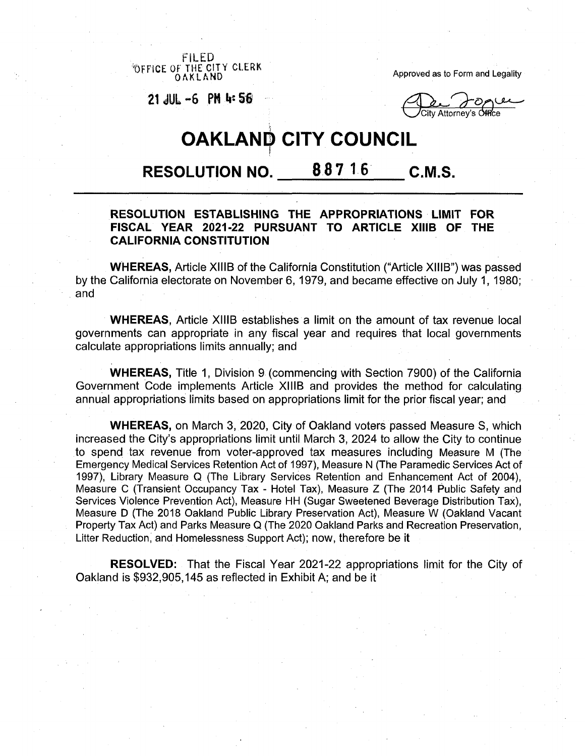FILED
OFFICE OF THE CITY CLERK
OAKLAND

21 JUL -6 PM 4:56

Approved as to Form and Legality

City Attorney's Office

# OAKLAND CITY COUNCIL

## RESOLUTION NO. 88716 C.M.S.

**RESOLUTION ESTABLISHING THE APPROPRIATIONS LIMIT FOR FISCAL YEAR 2021-22 PURSUANT TO ARTICLE XIIIB OF THE CALIFORNIA CONSTITUTION**

**WHEREAS,** Article XIIIB of the California Constitution ("Article XIIIB") was passed by the California electorate on November 6, 1979, and became effective on July 1, 1980; and

**WHEREAS,** Article XIIIB establishes a limit on the amount of tax revenue local governments can appropriate in any fiscal year and requires that local governments calculate appropriations limits annually; and

**WHEREAS,** Title 1, Division 9 (commencing with Section 7900) of the California Government Code implements Article XIIIB and provides the method for calculating annual appropriations limits based on appropriations limit for the prior fiscal year; and

**WHEREAS,** on March 3, 2020, City of Oakland voters passed Measure S, which increased the City's appropriations limit until March 3, 2024 to allow the City to continue to spend tax revenue from voter-approved tax measures including Measure M (The Emergency Medical Services Retention Act of 1997), Measure N (The Paramedic Services Act of 1997), Library Measure Q (The Library Services Retention and Enhancement Act of 2004), Measure C (Transient Occupancy Tax - Hotel Tax), Measure Z (The 2014 Public Safety and Services Violence Prevention Act), Measure HH (Sugar Sweetened Beverage Distribution Tax), Measure D (The 2018 Oakland Public Library Preservation Act), Measure W (Oakland Vacant Property Tax Act) and Parks Measure Q (The 2020 Oakland Parks and Recreation Preservation, Litter Reduction, and Homelessness Support Act); now, therefore be it

**RESOLVED:** That the Fiscal Year 2021-22 appropriations limit for the City of Oakland is $932,905,145 as reflected in Exhibit A; and be it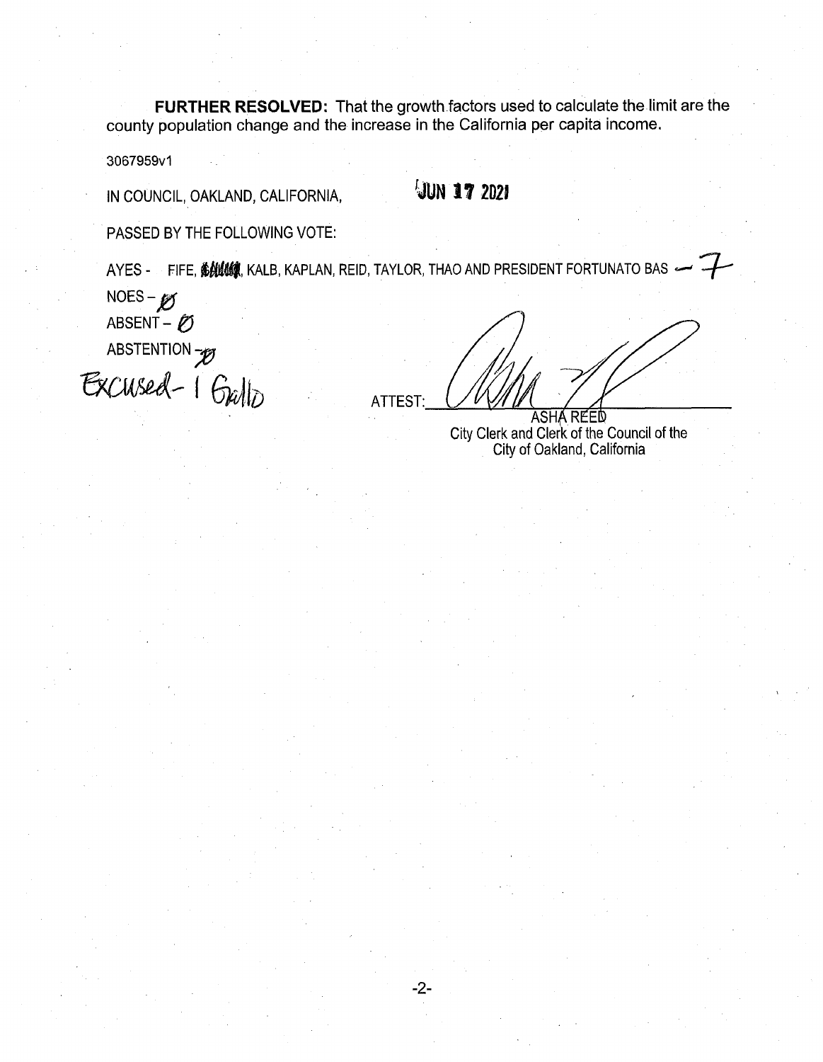**FURTHER RESOLVED:** That the growth factors used to calculate the limit are the county population change and the increase in the California per capita income.

3067959v1

IN COUNCIL, OAKLAND, CALIFORNIA, JUN 17 2021

PASSED BY THE FOLLOWING VOTE:

AYES - FIFE, ~~GALLO~~, KALB, KAPLAN, REID, TAYLOR, THAO AND PRESIDENT FORTUNATO BAS – 7

NOES – Ø

ABSENT – Ø

ABSTENTION – Ø

Excused - 1 Gallo

ATTEST: ______________________

ASHA REED
City Clerk and Clerk of the Council of the
City of Oakland, California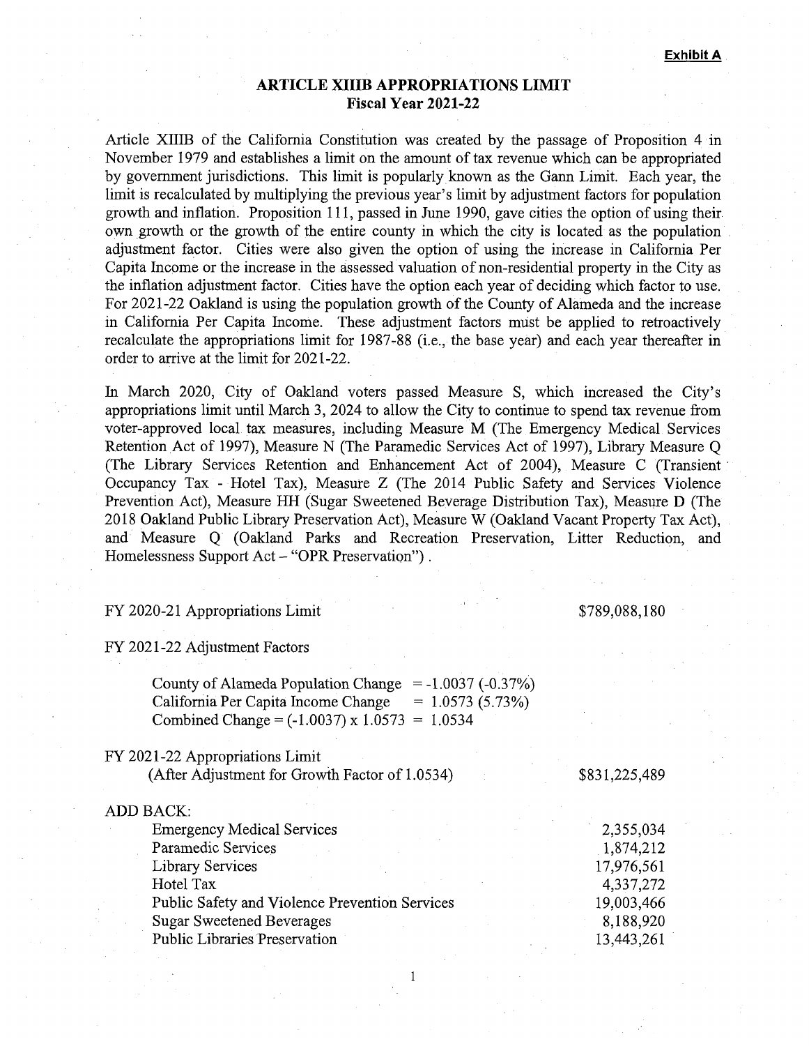**Exhibit A**

# ARTICLE XIIIB APPROPRIATIONS LIMIT
## Fiscal Year 2021-22

Article XIIIB of the California Constitution was created by the passage of Proposition 4 in November 1979 and establishes a limit on the amount of tax revenue which can be appropriated by government jurisdictions. This limit is popularly known as the Gann Limit. Each year, the limit is recalculated by multiplying the previous year's limit by adjustment factors for population growth and inflation. Proposition 111, passed in June 1990, gave cities the option of using their own growth or the growth of the entire county in which the city is located as the population adjustment factor. Cities were also given the option of using the increase in California Per Capita Income or the increase in the assessed valuation of non-residential property in the City as the inflation adjustment factor. Cities have the option each year of deciding which factor to use. For 2021-22 Oakland is using the population growth of the County of Alameda and the increase in California Per Capita Income. These adjustment factors must be applied to retroactively recalculate the appropriations limit for 1987-88 (i.e., the base year) and each year thereafter in order to arrive at the limit for 2021-22.

In March 2020, City of Oakland voters passed Measure S, which increased the City's appropriations limit until March 3, 2024 to allow the City to continue to spend tax revenue from voter-approved local tax measures, including Measure M (The Emergency Medical Services Retention Act of 1997), Measure N (The Paramedic Services Act of 1997), Library Measure Q (The Library Services Retention and Enhancement Act of 2004), Measure C (Transient Occupancy Tax - Hotel Tax), Measure Z (The 2014 Public Safety and Services Violence Prevention Act), Measure HH (Sugar Sweetened Beverage Distribution Tax), Measure D (The 2018 Oakland Public Library Preservation Act), Measure W (Oakland Vacant Property Tax Act), and Measure Q (Oakland Parks and Recreation Preservation, Litter Reduction, and Homelessness Support Act – "OPR Preservation").

FY 2020-21 Appropriations Limit — $789,088,180

FY 2021-22 Adjustment Factors

- County of Alameda Population Change = -1.0037 (-0.37%)
- California Per Capita Income Change = 1.0573 (5.73%)
- Combined Change = (-1.0037) x 1.0573 = 1.0534

FY 2021-22 Appropriations Limit (After Adjustment for Growth Factor of 1.0534) — $831,225,489

ADD BACK:

| | |
|---|---:|
| Emergency Medical Services | 2,355,034 |
| Paramedic Services | 1,874,212 |
| Library Services | 17,976,561 |
| Hotel Tax | 4,337,272 |
| Public Safety and Violence Prevention Services | 19,003,466 |
| Sugar Sweetened Beverages | 8,188,920 |
| Public Libraries Preservation | 13,443,261 |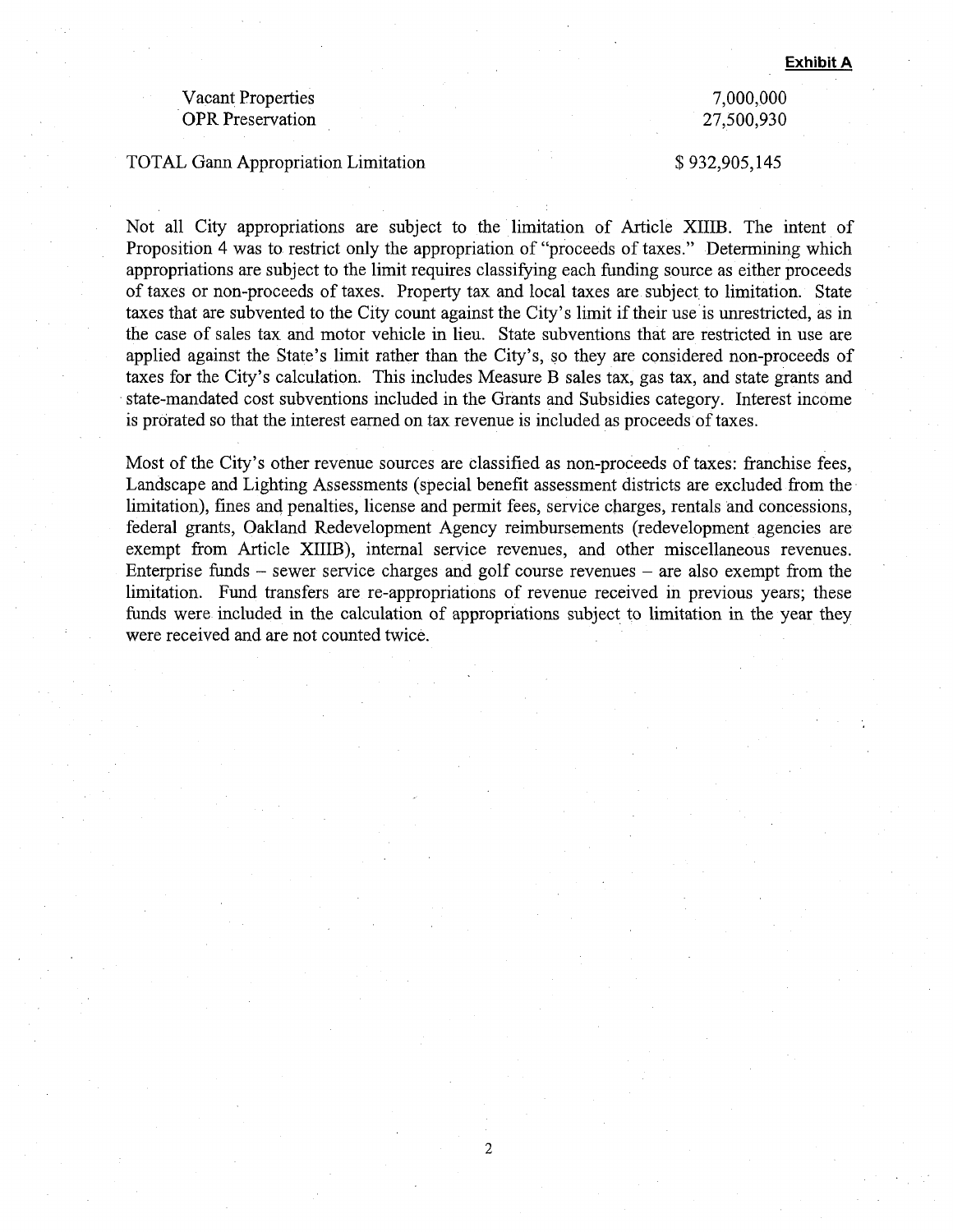**Exhibit A**

| | |
|---|---|
| Vacant Properties | 7,000,000 |
| OPR Preservation | 27,500,930 |
| TOTAL Gann Appropriation Limitation | $ 932,905,145 |

Not all City appropriations are subject to the limitation of Article XIIIB. The intent of Proposition 4 was to restrict only the appropriation of "proceeds of taxes." Determining which appropriations are subject to the limit requires classifying each funding source as either proceeds of taxes or non-proceeds of taxes. Property tax and local taxes are subject to limitation. State taxes that are subvented to the City count against the City's limit if their use is unrestricted, as in the case of sales tax and motor vehicle in lieu. State subventions that are restricted in use are applied against the State's limit rather than the City's, so they are considered non-proceeds of taxes for the City's calculation. This includes Measure B sales tax, gas tax, and state grants and state-mandated cost subventions included in the Grants and Subsidies category. Interest income is prorated so that the interest earned on tax revenue is included as proceeds of taxes.

Most of the City's other revenue sources are classified as non-proceeds of taxes: franchise fees, Landscape and Lighting Assessments (special benefit assessment districts are excluded from the limitation), fines and penalties, license and permit fees, service charges, rentals and concessions, federal grants, Oakland Redevelopment Agency reimbursements (redevelopment agencies are exempt from Article XIIIB), internal service revenues, and other miscellaneous revenues. Enterprise funds – sewer service charges and golf course revenues – are also exempt from the limitation. Fund transfers are re-appropriations of revenue received in previous years; these funds were included in the calculation of appropriations subject to limitation in the year they were received and are not counted twice.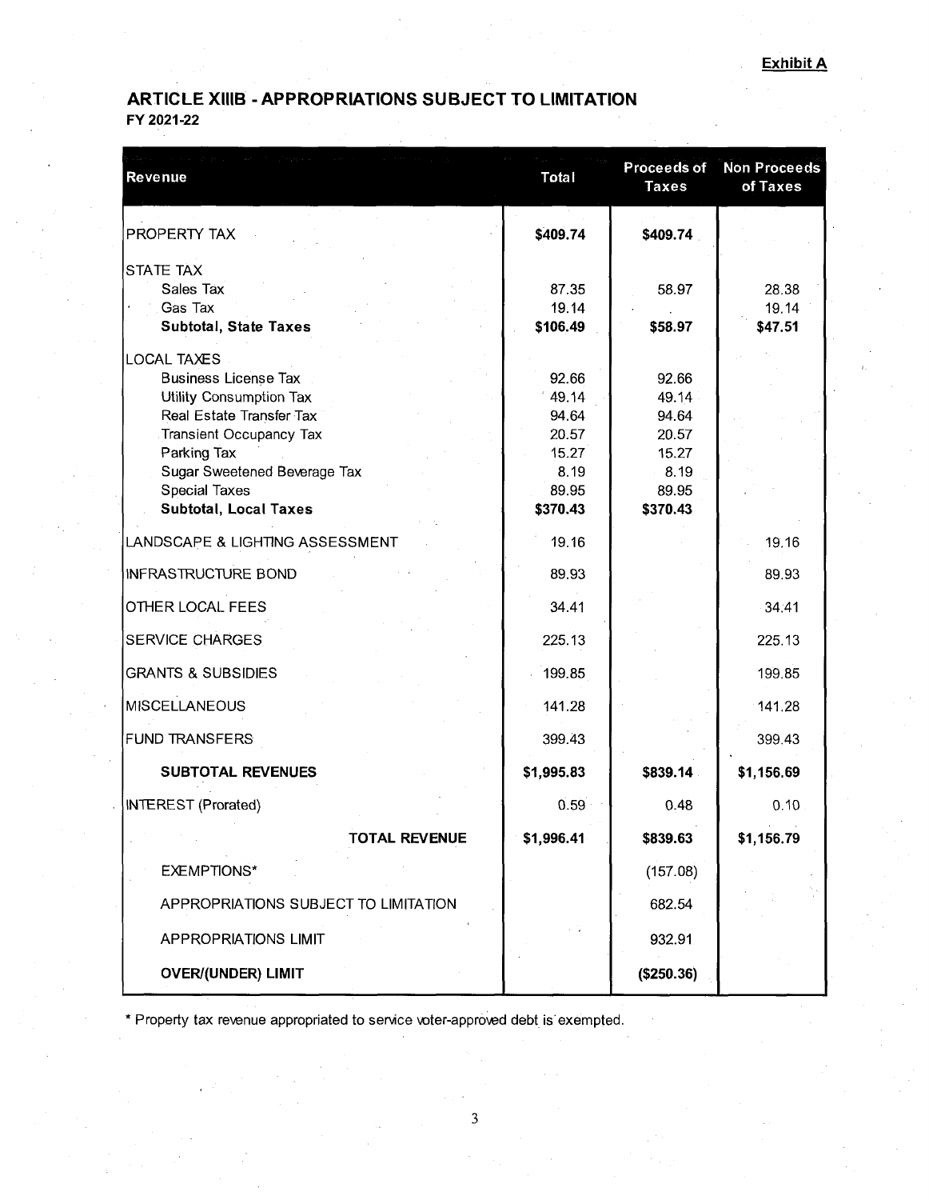**Exhibit A**

## ARTICLE XIIIB - APPROPRIATIONS SUBJECT TO LIMITATION

**FY 2021-22**

| Revenue | Total | Proceeds of Taxes | Non Proceeds of Taxes |
|---|---|---|---|
| PROPERTY TAX | **$409.74** | **$409.74** | |
| STATE TAX | | | |
| Sales Tax | 87.35 | 58.97 | 28.38 |
| Gas Tax | 19.14 | | 19.14 |
| **Subtotal, State Taxes** | **$106.49** | **$58.97** | **$47.51** |
| LOCAL TAXES | | | |
| Business License Tax | 92.66 | 92.66 | |
| Utility Consumption Tax | 49.14 | 49.14 | |
| Real Estate Transfer Tax | 94.64 | 94.64 | |
| Transient Occupancy Tax | 20.57 | 20.57 | |
| Parking Tax | 15.27 | 15.27 | |
| Sugar Sweetened Beverage Tax | 8.19 | 8.19 | |
| Special Taxes | 89.95 | 89.95 | |
| **Subtotal, Local Taxes** | **$370.43** | **$370.43** | |
| LANDSCAPE & LIGHTING ASSESSMENT | 19.16 | | 19.16 |
| INFRASTRUCTURE BOND | 89.93 | | 89.93 |
| OTHER LOCAL FEES | 34.41 | | 34.41 |
| SERVICE CHARGES | 225.13 | | 225.13 |
| GRANTS & SUBSIDIES | 199.85 | | 199.85 |
| MISCELLANEOUS | 141.28 | | 141.28 |
| FUND TRANSFERS | 399.43 | | 399.43 |
| **SUBTOTAL REVENUES** | **$1,995.83** | **$839.14** | **$1,156.69** |
| INTEREST (Prorated) | 0.59 | 0.48 | 0.10 |
| **TOTAL REVENUE** | **$1,996.41** | **$839.63** | **$1,156.79** |
| EXEMPTIONS* | | (157.08) | |
| APPROPRIATIONS SUBJECT TO LIMITATION | | 682.54 | |
| APPROPRIATIONS LIMIT | | 932.91 | |
| **OVER/(UNDER) LIMIT** | | **($250.36)** | |

* Property tax revenue appropriated to service voter-approved debt is exempted.